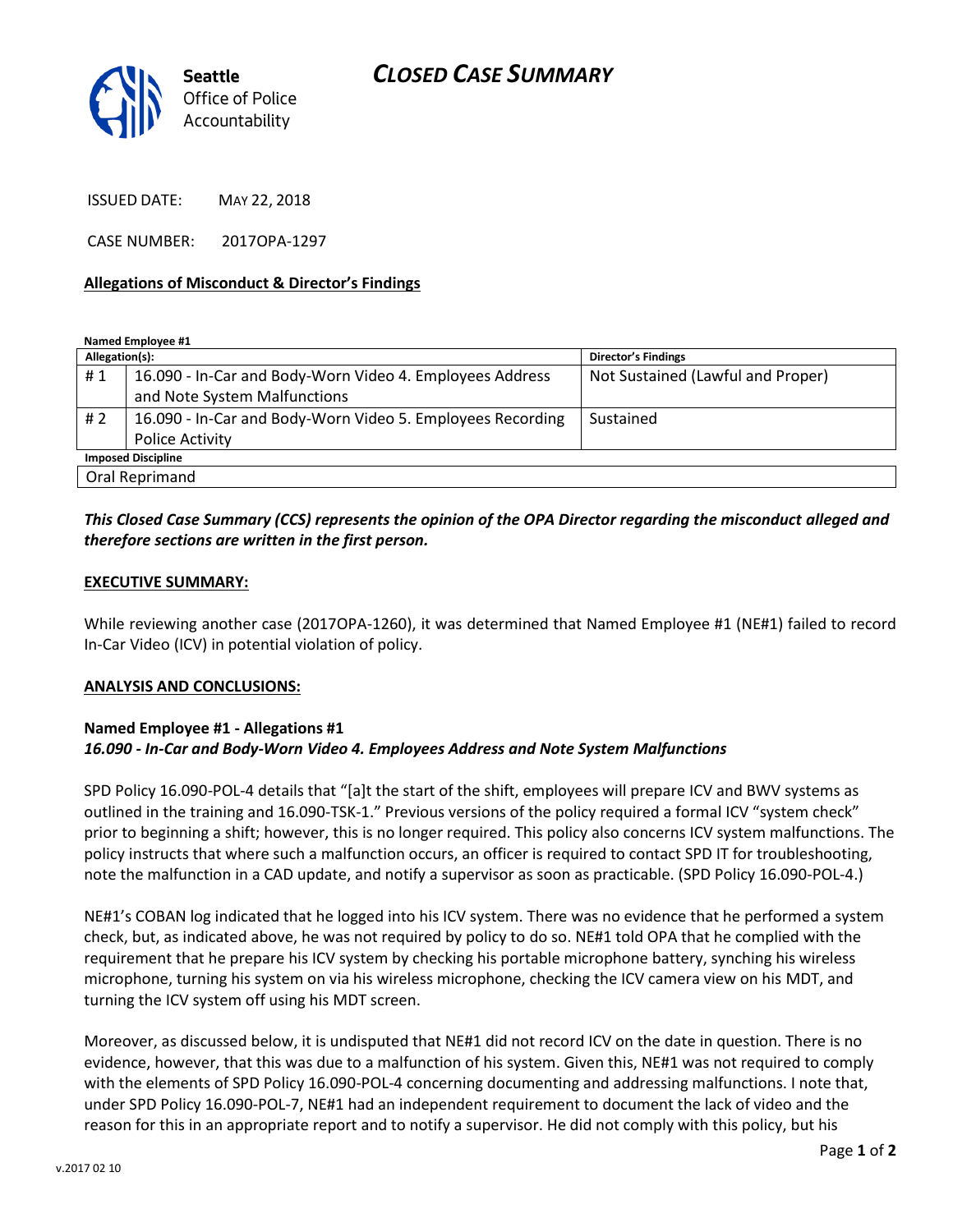Seattle Office of Police Accountability

# CLOSED CASE SUMMARY

ISSUED DATE: MAY 22, 2018

CASE NUMBER: 2017OPA-1297

**Allegations of Misconduct & Director's Findings**

**Named Employee #1**

| Allegation(s): | | Director's Findings |
|---|---|---|
| # 1 | 16.090 - In-Car and Body-Worn Video 4. Employees Address and Note System Malfunctions | Not Sustained (Lawful and Proper) |
| # 2 | 16.090 - In-Car and Body-Worn Video 5. Employees Recording Police Activity | Sustained |

| Imposed Discipline |
|---|
| Oral Reprimand |

***This Closed Case Summary (CCS) represents the opinion of the OPA Director regarding the misconduct alleged and therefore sections are written in the first person.***

**EXECUTIVE SUMMARY:**

While reviewing another case (2017OPA-1260), it was determined that Named Employee #1 (NE#1) failed to record In-Car Video (ICV) in potential violation of policy.

**ANALYSIS AND CONCLUSIONS:**

**Named Employee #1 - Allegations #1**
***16.090 - In-Car and Body-Worn Video 4. Employees Address and Note System Malfunctions***

SPD Policy 16.090-POL-4 details that "[a]t the start of the shift, employees will prepare ICV and BWV systems as outlined in the training and 16.090-TSK-1." Previous versions of the policy required a formal ICV "system check" prior to beginning a shift; however, this is no longer required. This policy also concerns ICV system malfunctions. The policy instructs that where such a malfunction occurs, an officer is required to contact SPD IT for troubleshooting, note the malfunction in a CAD update, and notify a supervisor as soon as practicable. (SPD Policy 16.090-POL-4.)

NE#1's COBAN log indicated that he logged into his ICV system. There was no evidence that he performed a system check, but, as indicated above, he was not required by policy to do so. NE#1 told OPA that he complied with the requirement that he prepare his ICV system by checking his portable microphone battery, synching his wireless microphone, turning his system on via his wireless microphone, checking the ICV camera view on his MDT, and turning the ICV system off using his MDT screen.

Moreover, as discussed below, it is undisputed that NE#1 did not record ICV on the date in question. There is no evidence, however, that this was due to a malfunction of his system. Given this, NE#1 was not required to comply with the elements of SPD Policy 16.090-POL-4 concerning documenting and addressing malfunctions. I note that, under SPD Policy 16.090-POL-7, NE#1 had an independent requirement to document the lack of video and the reason for this in an appropriate report and to notify a supervisor. He did not comply with this policy, but his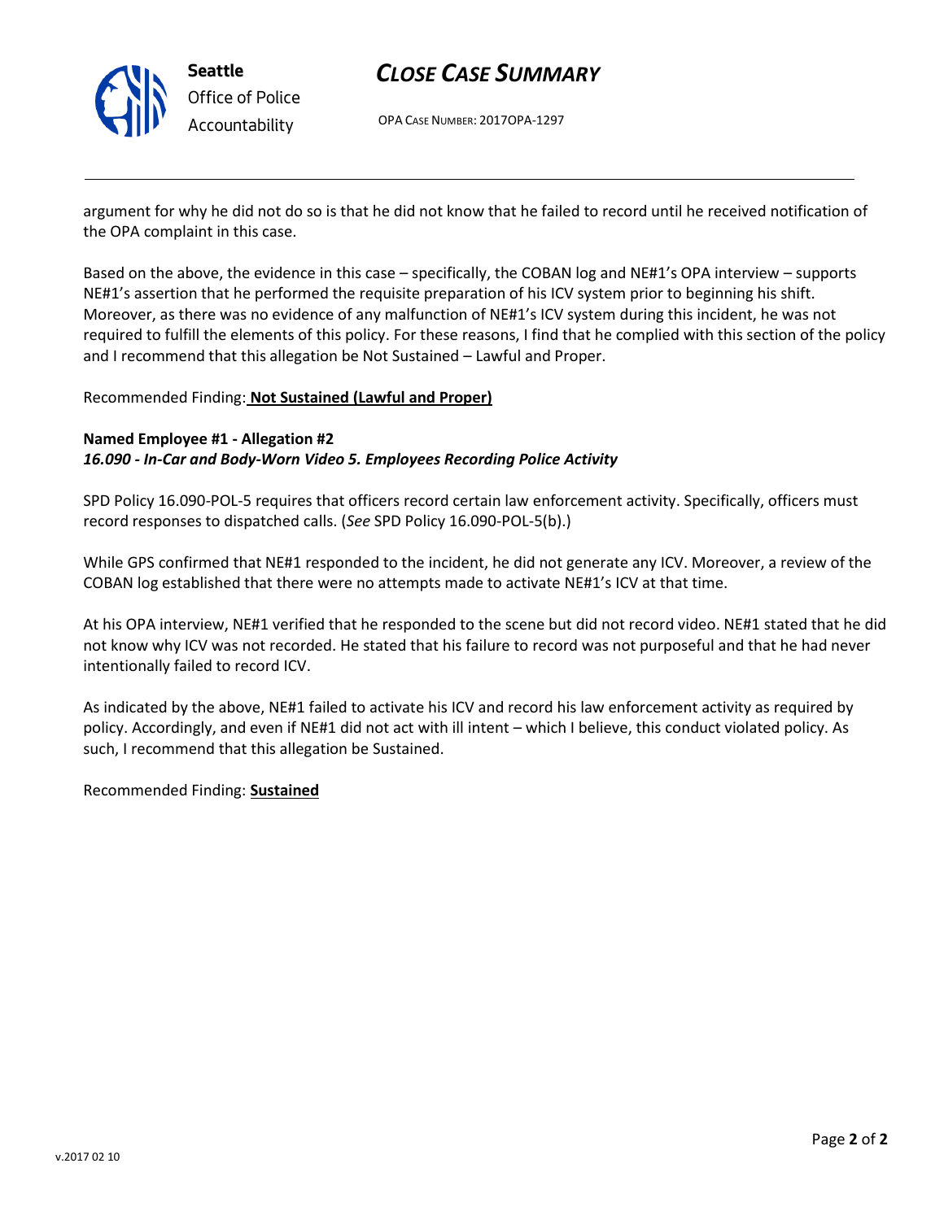argument for why he did not do so is that he did not know that he failed to record until he received notification of the OPA complaint in this case.

Based on the above, the evidence in this case – specifically, the COBAN log and NE#1's OPA interview – supports NE#1's assertion that he performed the requisite preparation of his ICV system prior to beginning his shift. Moreover, as there was no evidence of any malfunction of NE#1's ICV system during this incident, he was not required to fulfill the elements of this policy. For these reasons, I find that he complied with this section of the policy and I recommend that this allegation be Not Sustained – Lawful and Proper.

Recommended Finding: **Not Sustained (Lawful and Proper)**

**Named Employee #1 - Allegation #2**
***16.090 - In-Car and Body-Worn Video 5. Employees Recording Police Activity***

SPD Policy 16.090-POL-5 requires that officers record certain law enforcement activity. Specifically, officers must record responses to dispatched calls. (*See* SPD Policy 16.090-POL-5(b).)

While GPS confirmed that NE#1 responded to the incident, he did not generate any ICV. Moreover, a review of the COBAN log established that there were no attempts made to activate NE#1's ICV at that time.

At his OPA interview, NE#1 verified that he responded to the scene but did not record video. NE#1 stated that he did not know why ICV was not recorded. He stated that his failure to record was not purposeful and that he had never intentionally failed to record ICV.

As indicated by the above, NE#1 failed to activate his ICV and record his law enforcement activity as required by policy. Accordingly, and even if NE#1 did not act with ill intent – which I believe, this conduct violated policy. As such, I recommend that this allegation be Sustained.

Recommended Finding: **Sustained**